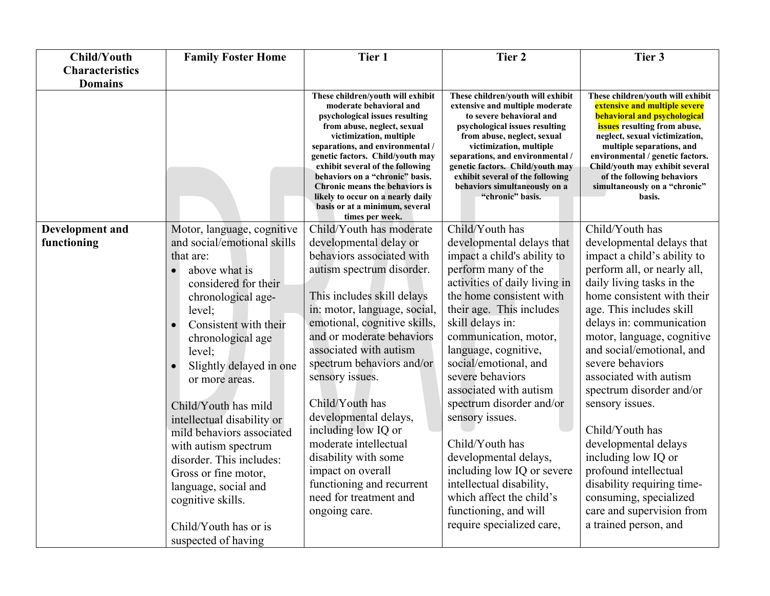| Child/Youth Characteristics Domains | Family Foster Home | Tier 1 | Tier 2 | Tier 3 |
|---|---|---|---|---|
| | | **These children/youth will exhibit moderate behavioral and psychological issues resulting from abuse, neglect, sexual victimization, multiple separations, and environmental / genetic factors. Child/youth may exhibit several of the following behaviors on a "chronic" basis. Chronic means the behaviors is likely to occur on a nearly daily basis or at a minimum, several times per week.** | **These children/youth will exhibit extensive and multiple moderate to severe behavioral and psychological issues resulting from abuse, neglect, sexual victimization, multiple separations, and environmental / genetic factors. Child/youth may exhibit several of the following behaviors simultaneously on a "chronic" basis.** | **These children/youth will exhibit extensive and multiple severe behavioral and psychological issues resulting from abuse, neglect, sexual victimization, multiple separations, and environmental / genetic factors. Child/youth may exhibit several of the following behaviors simultaneously on a "chronic" basis.** |
| **Development and functioning** | Motor, language, cognitive and social/emotional skills that are:<br>• above what is considered for their chronological age-level;<br>• Consistent with their chronological age level;<br>• Slightly delayed in one or more areas.<br><br>Child/Youth has mild intellectual disability or mild behaviors associated with autism spectrum disorder. This includes: Gross or fine motor, language, social and cognitive skills.<br><br>Child/Youth has or is suspected of having | Child/Youth has moderate developmental delay or behaviors associated with autism spectrum disorder.<br><br>This includes skill delays in: motor, language, social, emotional, cognitive skills, and or moderate behaviors associated with autism spectrum behaviors and/or sensory issues.<br><br>Child/Youth has developmental delays, including low IQ or moderate intellectual disability with some impact on overall functioning and recurrent need for treatment and ongoing care. | Child/Youth has developmental delays that impact a child's ability to perform many of the activities of daily living in the home consistent with their age. This includes skill delays in: communication, motor, language, cognitive, social/emotional, and severe behaviors associated with autism spectrum disorder and/or sensory issues.<br><br>Child/Youth has developmental delays, including low IQ or severe intellectual disability, which affect the child's functioning, and will require specialized care, | Child/Youth has developmental delays that impact a child's ability to perform all, or nearly all, daily living tasks in the home consistent with their age. This includes skill delays in: communication motor, language, cognitive and social/emotional, and severe behaviors associated with autism spectrum disorder and/or sensory issues.<br><br>Child/Youth has developmental delays including low IQ or profound intellectual disability requiring time-consuming, specialized care and supervision from a trained person, and |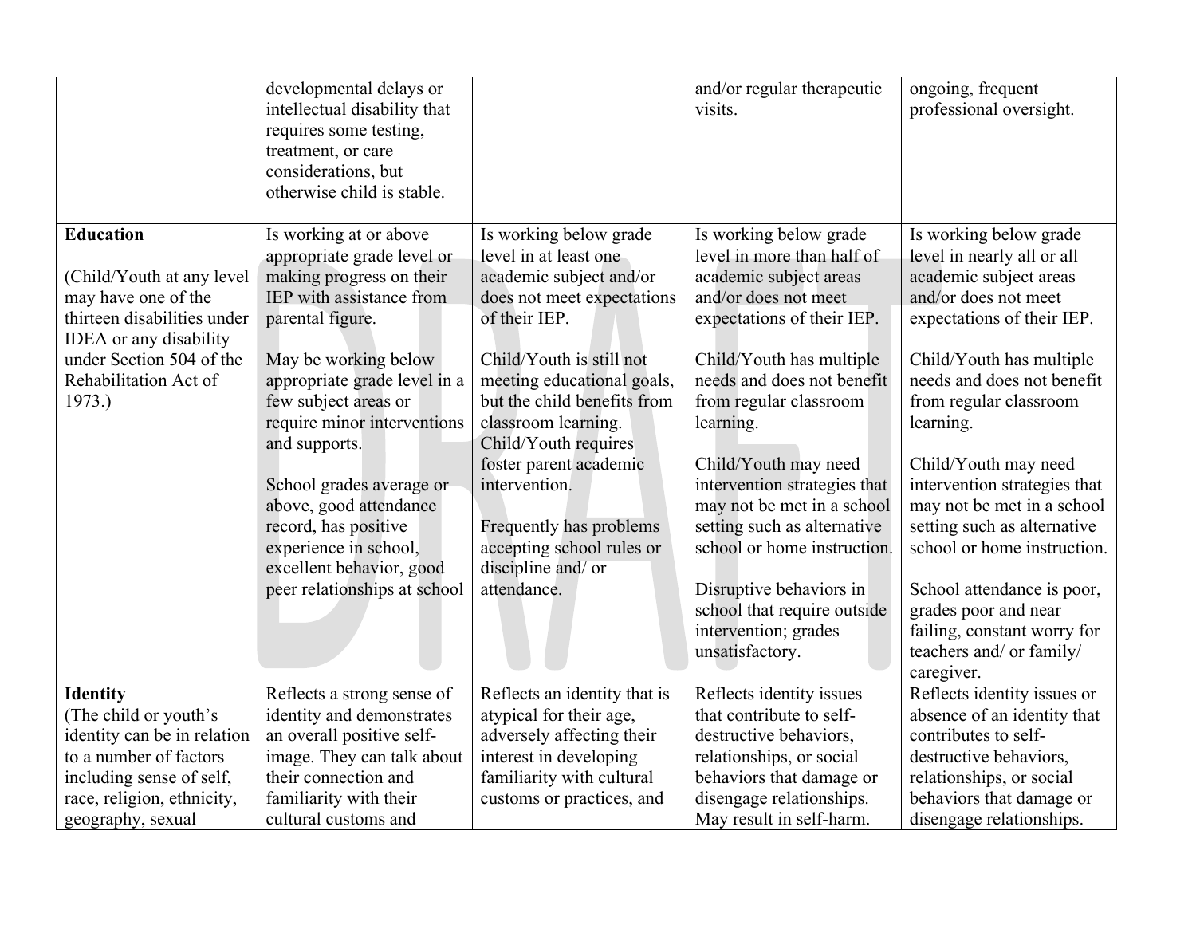| | | | | |
|---|---|---|---|---|
| | developmental delays or intellectual disability that requires some testing, treatment, or care considerations, but otherwise child is stable. | | and/or regular therapeutic visits. | ongoing, frequent professional oversight. |
| **Education**<br><br>(Child/Youth at any level may have one of the thirteen disabilities under IDEA or any disability under Section 504 of the Rehabilitation Act of 1973.) | Is working at or above appropriate grade level or making progress on their IEP with assistance from parental figure.<br><br>May be working below appropriate grade level in a few subject areas or require minor interventions and supports.<br><br>School grades average or above, good attendance record, has positive experience in school, excellent behavior, good peer relationships at school | Is working below grade level in at least one academic subject and/or does not meet expectations of their IEP.<br><br>Child/Youth is still not meeting educational goals, but the child benefits from classroom learning. Child/Youth requires foster parent academic intervention.<br><br>Frequently has problems accepting school rules or discipline and/ or attendance. | Is working below grade level in more than half of academic subject areas and/or does not meet expectations of their IEP.<br><br>Child/Youth has multiple needs and does not benefit from regular classroom learning.<br><br>Child/Youth may need intervention strategies that may not be met in a school setting such as alternative school or home instruction.<br><br>Disruptive behaviors in school that require outside intervention; grades unsatisfactory. | Is working below grade level in nearly all or all academic subject areas and/or does not meet expectations of their IEP.<br><br>Child/Youth has multiple needs and does not benefit from regular classroom learning.<br><br>Child/Youth may need intervention strategies that may not be met in a school setting such as alternative school or home instruction.<br><br>School attendance is poor, grades poor and near failing, constant worry for teachers and/ or family/ caregiver. |
| **Identity**<br>(The child or youth's identity can be in relation to a number of factors including sense of self, race, religion, ethnicity, geography, sexual | Reflects a strong sense of identity and demonstrates an overall positive self-image. They can talk about their connection and familiarity with their cultural customs and | Reflects an identity that is atypical for their age, adversely affecting their interest in developing familiarity with cultural customs or practices, and | Reflects identity issues that contribute to self-destructive behaviors, relationships, or social behaviors that damage or disengage relationships. May result in self-harm. | Reflects identity issues or absence of an identity that contributes to self-destructive behaviors, relationships, or social behaviors that damage or disengage relationships. |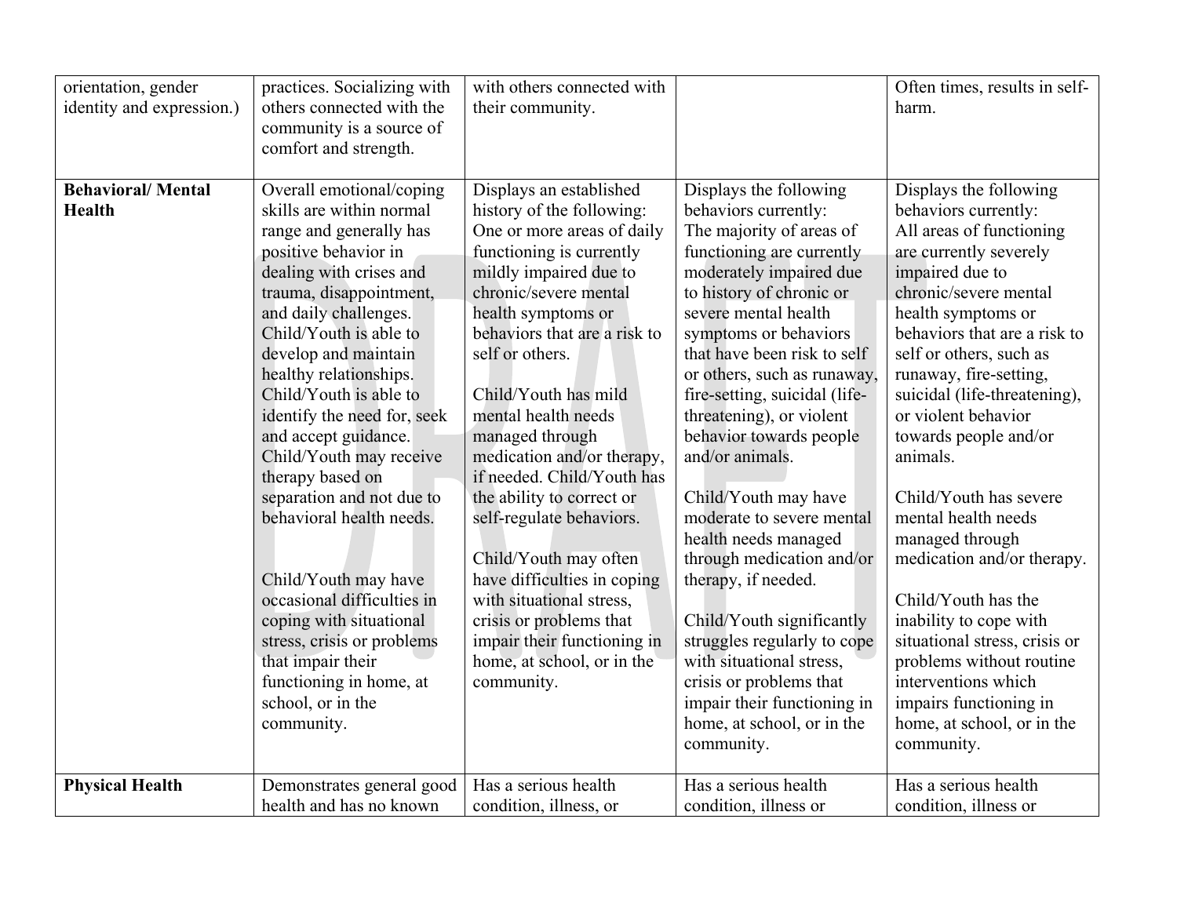| | | | | |
|---|---|---|---|---|
| orientation, gender identity and expression.) | practices. Socializing with others connected with the community is a source of comfort and strength. | with others connected with their community. | | Often times, results in self-harm. |
| **Behavioral/ Mental Health** | Overall emotional/coping skills are within normal range and generally has positive behavior in dealing with crises and trauma, disappointment, and daily challenges. Child/Youth is able to develop and maintain healthy relationships. Child/Youth is able to identify the need for, seek and accept guidance. Child/Youth may receive therapy based on separation and not due to behavioral health needs.<br><br>Child/Youth may have occasional difficulties in coping with situational stress, crisis or problems that impair their functioning in home, at school, or in the community. | Displays an established history of the following: One or more areas of daily functioning is currently mildly impaired due to chronic/severe mental health symptoms or behaviors that are a risk to self or others.<br><br>Child/Youth has mild mental health needs managed through medication and/or therapy, if needed. Child/Youth has the ability to correct or self-regulate behaviors.<br><br>Child/Youth may often have difficulties in coping with situational stress, crisis or problems that impair their functioning in home, at school, or in the community. | Displays the following behaviors currently: The majority of areas of functioning are currently moderately impaired due to history of chronic or severe mental health symptoms or behaviors that have been risk to self or others, such as runaway, fire-setting, suicidal (life-threatening), or violent behavior towards people and/or animals.<br><br>Child/Youth may have moderate to severe mental health needs managed through medication and/or therapy, if needed.<br><br>Child/Youth significantly struggles regularly to cope with situational stress, crisis or problems that impair their functioning in home, at school, or in the community. | Displays the following behaviors currently: All areas of functioning are currently severely impaired due to chronic/severe mental health symptoms or behaviors that are a risk to self or others, such as runaway, fire-setting, suicidal (life-threatening), or violent behavior towards people and/or animals.<br><br>Child/Youth has severe mental health needs managed through medication and/or therapy.<br><br>Child/Youth has the inability to cope with situational stress, crisis or problems without routine interventions which impairs functioning in home, at school, or in the community. |
| **Physical Health** | Demonstrates general good health and has no known | Has a serious health condition, illness, or | Has a serious health condition, illness or | Has a serious health condition, illness or |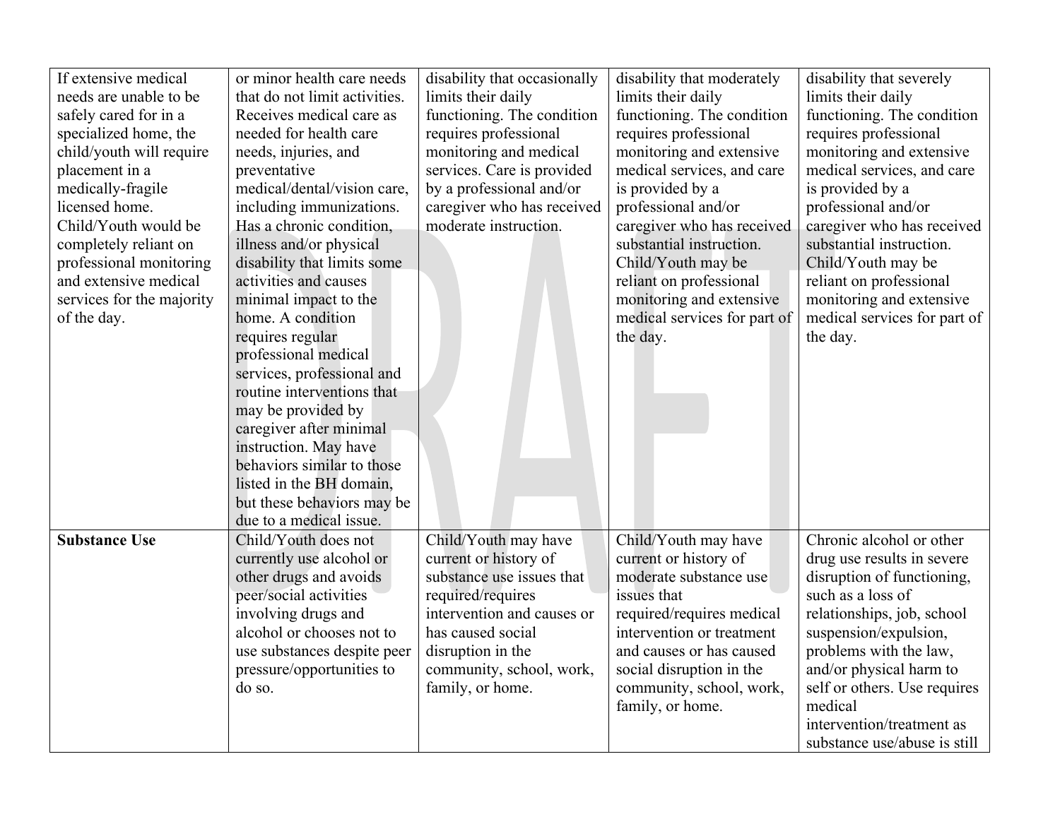| | | | | |
|---|---|---|---|---|
| If extensive medical needs are unable to be safely cared for in a specialized home, the child/youth will require placement in a medically-fragile licensed home. Child/Youth would be completely reliant on professional monitoring and extensive medical services for the majority of the day. | or minor health care needs that do not limit activities. Receives medical care as needed for health care needs, injuries, and preventative medical/dental/vision care, including immunizations. Has a chronic condition, illness and/or physical disability that limits some activities and causes minimal impact to the home. A condition requires regular professional medical services, professional and routine interventions that may be provided by caregiver after minimal instruction. May have behaviors similar to those listed in the BH domain, but these behaviors may be due to a medical issue. | disability that occasionally limits their daily functioning. The condition requires professional monitoring and medical services. Care is provided by a professional and/or caregiver who has received moderate instruction. | disability that moderately limits their daily functioning. The condition requires professional monitoring and extensive medical services, and care is provided by a professional and/or caregiver who has received substantial instruction. Child/Youth may be reliant on professional monitoring and extensive medical services for part of the day. | disability that severely limits their daily functioning. The condition requires professional monitoring and extensive medical services, and care is provided by a professional and/or caregiver who has received substantial instruction. Child/Youth may be reliant on professional monitoring and extensive medical services for part of the day. |
| **Substance Use** | Child/Youth does not currently use alcohol or other drugs and avoids peer/social activities involving drugs and alcohol or chooses not to use substances despite peer pressure/opportunities to do so. | Child/Youth may have current or history of substance use issues that required/requires intervention and causes or has caused social disruption in the community, school, work, family, or home. | Child/Youth may have current or history of moderate substance use issues that required/requires medical intervention or treatment and causes or has caused social disruption in the community, school, work, family, or home. | Chronic alcohol or other drug use results in severe disruption of functioning, such as a loss of relationships, job, school suspension/expulsion, problems with the law, and/or physical harm to self or others. Use requires medical intervention/treatment as substance use/abuse is still |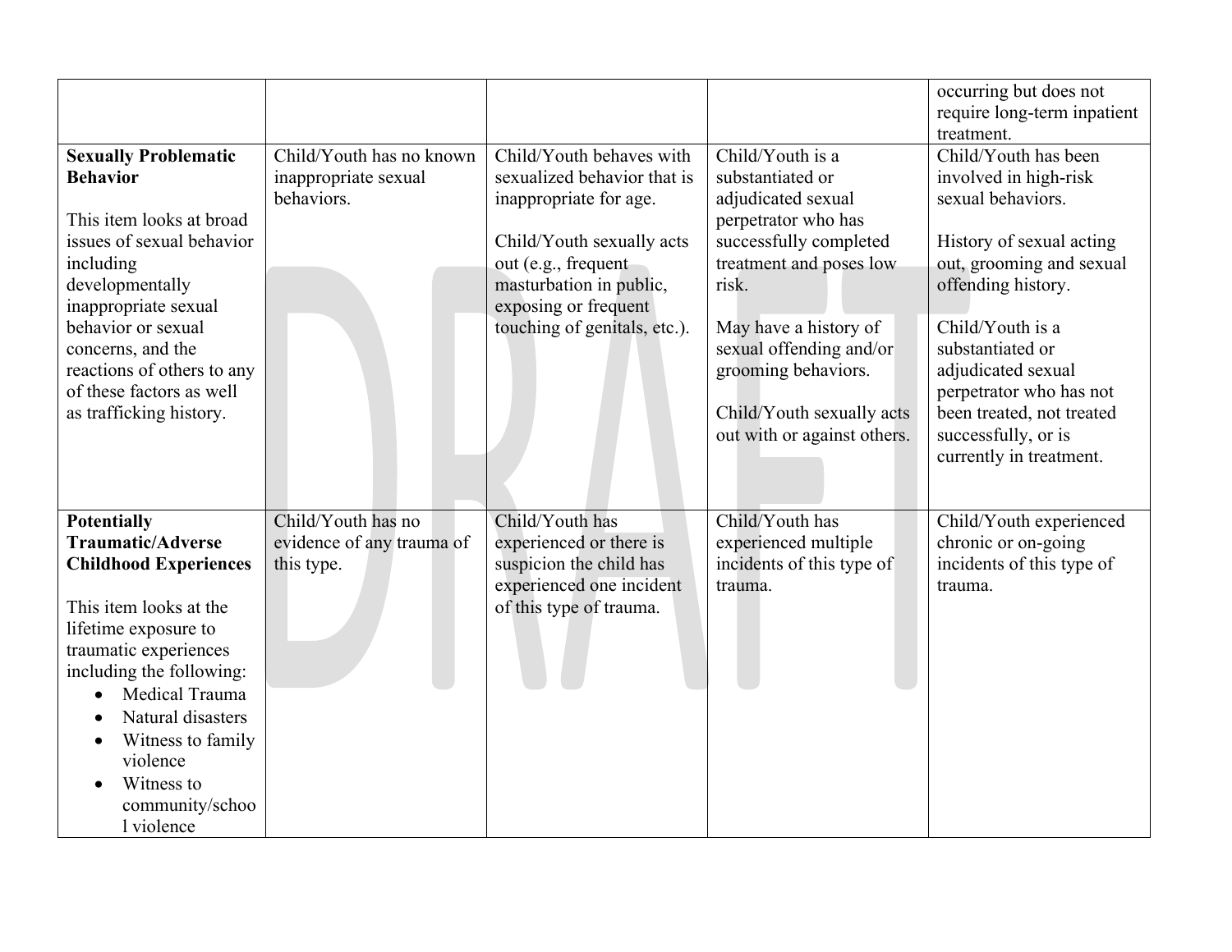| | | | | |
|---|---|---|---|---|
| | | | | occurring but does not require long-term inpatient treatment. |
| **Sexually Problematic Behavior**<br><br>This item looks at broad issues of sexual behavior including developmentally inappropriate sexual behavior or sexual concerns, and the reactions of others to any of these factors as well as trafficking history. | Child/Youth has no known inappropriate sexual behaviors. | Child/Youth behaves with sexualized behavior that is inappropriate for age.<br><br>Child/Youth sexually acts out (e.g., frequent masturbation in public, exposing or frequent touching of genitals, etc.). | Child/Youth is a substantiated or adjudicated sexual perpetrator who has successfully completed treatment and poses low risk.<br><br>May have a history of sexual offending and/or grooming behaviors.<br><br>Child/Youth sexually acts out with or against others. | Child/Youth has been involved in high-risk sexual behaviors.<br><br>History of sexual acting out, grooming and sexual offending history.<br><br>Child/Youth is a substantiated or adjudicated sexual perpetrator who has not been treated, not treated successfully, or is currently in treatment. |
| **Potentially Traumatic/Adverse Childhood Experiences**<br><br>This item looks at the lifetime exposure to traumatic experiences including the following:<br>• Medical Trauma<br>• Natural disasters<br>• Witness to family violence<br>• Witness to community/school violence | Child/Youth has no evidence of any trauma of this type. | Child/Youth has experienced or there is suspicion the child has experienced one incident of this type of trauma. | Child/Youth has experienced multiple incidents of this type of trauma. | Child/Youth experienced chronic or on-going incidents of this type of trauma. |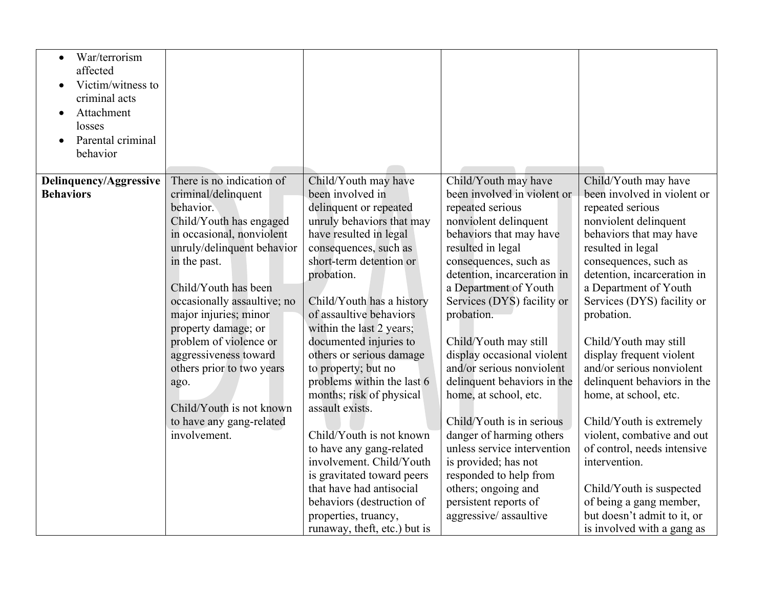| | | | | |
|---|---|---|---|---|
| • War/terrorism affected<br>• Victim/witness to criminal acts<br>• Attachment losses<br>• Parental criminal behavior | | | | |
| **Delinquency/Aggressive Behaviors** | There is no indication of criminal/delinquent behavior.<br>Child/Youth has engaged in occasional, nonviolent unruly/delinquent behavior in the past.<br><br>Child/Youth has been occasionally assaultive; no major injuries; minor property damage; or problem of violence or aggressiveness toward others prior to two years ago.<br><br>Child/Youth is not known to have any gang-related involvement. | Child/Youth may have been involved in delinquent or repeated unruly behaviors that may have resulted in legal consequences, such as short-term detention or probation.<br><br>Child/Youth has a history of assaultive behaviors within the last 2 years; documented injuries to others or serious damage to property; but no problems within the last 6 months; risk of physical assault exists.<br><br>Child/Youth is not known to have any gang-related involvement. Child/Youth is gravitated toward peers that have had antisocial behaviors (destruction of properties, truancy, runaway, theft, etc.) but is | Child/Youth may have been involved in violent or repeated serious nonviolent delinquent behaviors that may have resulted in legal consequences, such as detention, incarceration in a Department of Youth Services (DYS) facility or probation.<br><br>Child/Youth may still display occasional violent and/or serious nonviolent delinquent behaviors in the home, at school, etc.<br><br>Child/Youth is in serious danger of harming others unless service intervention is provided; has not responded to help from others; ongoing and persistent reports of aggressive/ assaultive | Child/Youth may have been involved in violent or repeated serious nonviolent delinquent behaviors that may have resulted in legal consequences, such as detention, incarceration in a Department of Youth Services (DYS) facility or probation.<br><br>Child/Youth may still display frequent violent and/or serious nonviolent delinquent behaviors in the home, at school, etc.<br><br>Child/Youth is extremely violent, combative and out of control, needs intensive intervention.<br><br>Child/Youth is suspected of being a gang member, but doesn't admit to it, or is involved with a gang as |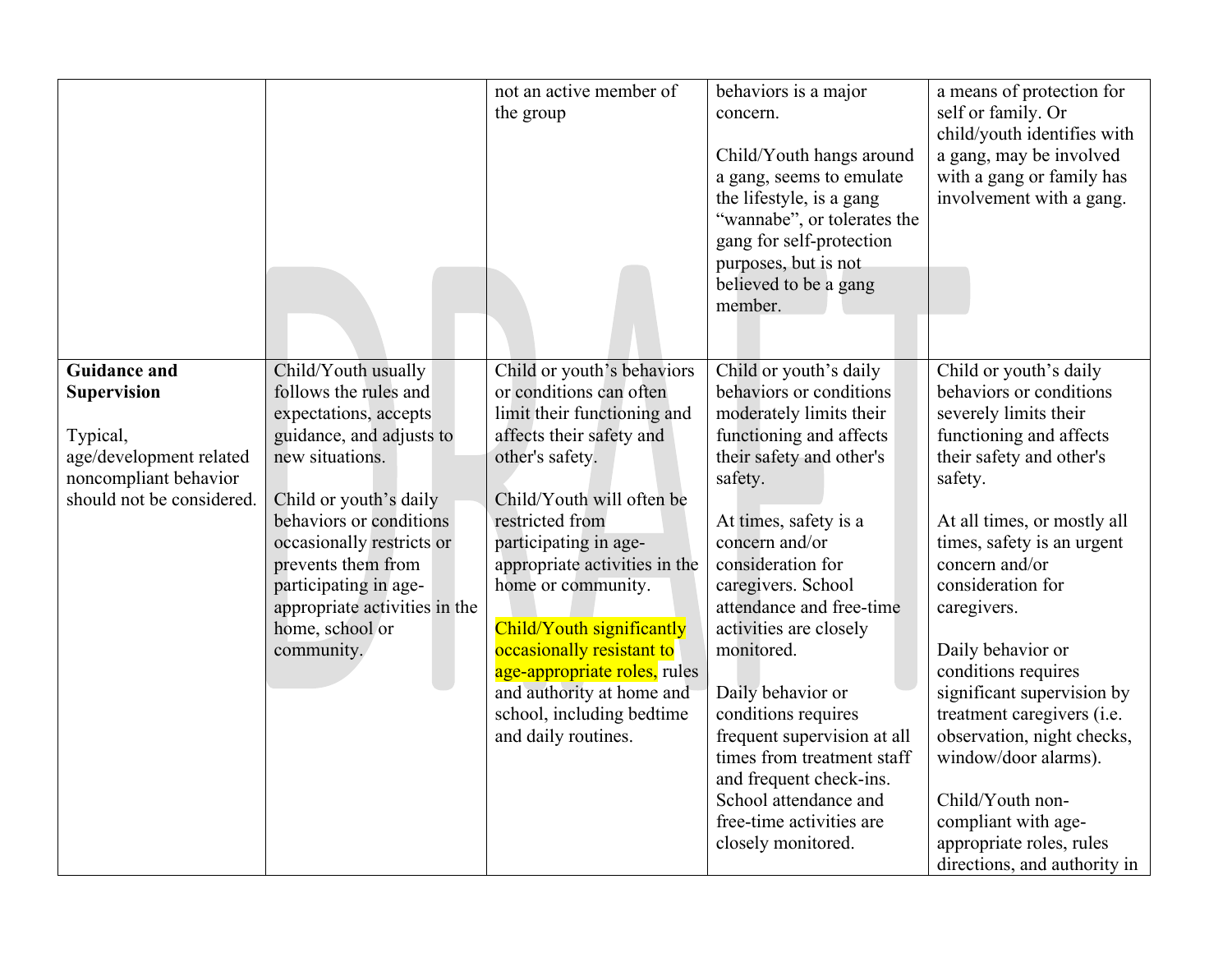| | | | | |
|---|---|---|---|---|
| | | not an active member of the group | behaviors is a major concern.<br><br>Child/Youth hangs around a gang, seems to emulate the lifestyle, is a gang "wannabe", or tolerates the gang for self-protection purposes, but is not believed to be a gang member. | a means of protection for self or family. Or child/youth identifies with a gang, may be involved with a gang or family has involvement with a gang. |
| **Guidance and Supervision**<br><br>Typical, age/development related noncompliant behavior should not be considered. | Child/Youth usually follows the rules and expectations, accepts guidance, and adjusts to new situations.<br><br>Child or youth's daily behaviors or conditions occasionally restricts or prevents them from participating in age-appropriate activities in the home, school or community. | Child or youth's behaviors or conditions can often limit their functioning and affects their safety and other's safety.<br><br>Child/Youth will often be restricted from participating in age-appropriate activities in the home or community.<br><br>Child/Youth significantly occasionally resistant to age-appropriate roles, rules and authority at home and school, including bedtime and daily routines. | Child or youth's daily behaviors or conditions moderately limits their functioning and affects their safety and other's safety.<br><br>At times, safety is a concern and/or consideration for caregivers. School attendance and free-time activities are closely monitored.<br><br>Daily behavior or conditions requires frequent supervision at all times from treatment staff and frequent check-ins. School attendance and free-time activities are closely monitored. | Child or youth's daily behaviors or conditions severely limits their functioning and affects their safety and other's safety.<br><br>At all times, or mostly all times, safety is an urgent concern and/or consideration for caregivers.<br><br>Daily behavior or conditions requires significant supervision by treatment caregivers (i.e. observation, night checks, window/door alarms).<br><br>Child/Youth non-compliant with age-appropriate roles, rules directions, and authority in |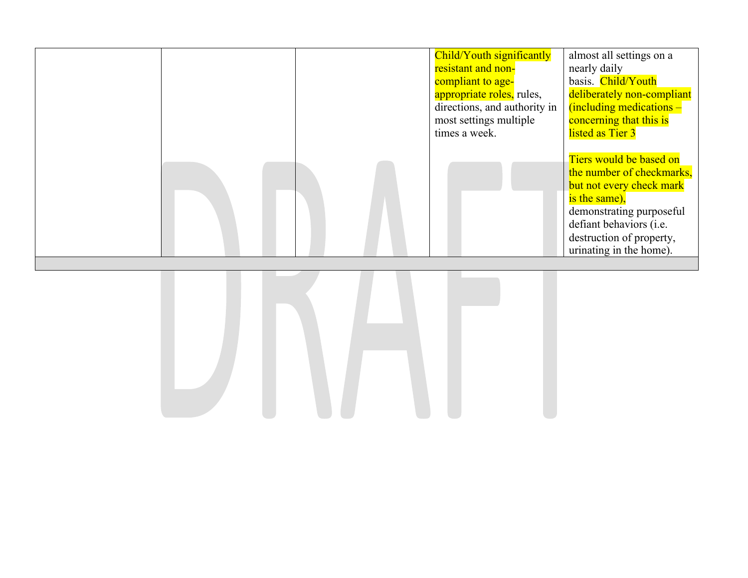| | | | | |
|---|---|---|---|---|
| | | | Child/Youth significantly resistant and non-compliant to age-appropriate roles, rules, directions, and authority in most settings multiple times a week. | almost all settings on a nearly daily basis. Child/Youth deliberately non-compliant (including medications – concerning that this is listed as Tier 3<br><br>Tiers would be based on the number of checkmarks, but not every check mark is the same), demonstrating purposeful defiant behaviors (i.e. destruction of property, urinating in the home). |
| | | | | |

DRAFT